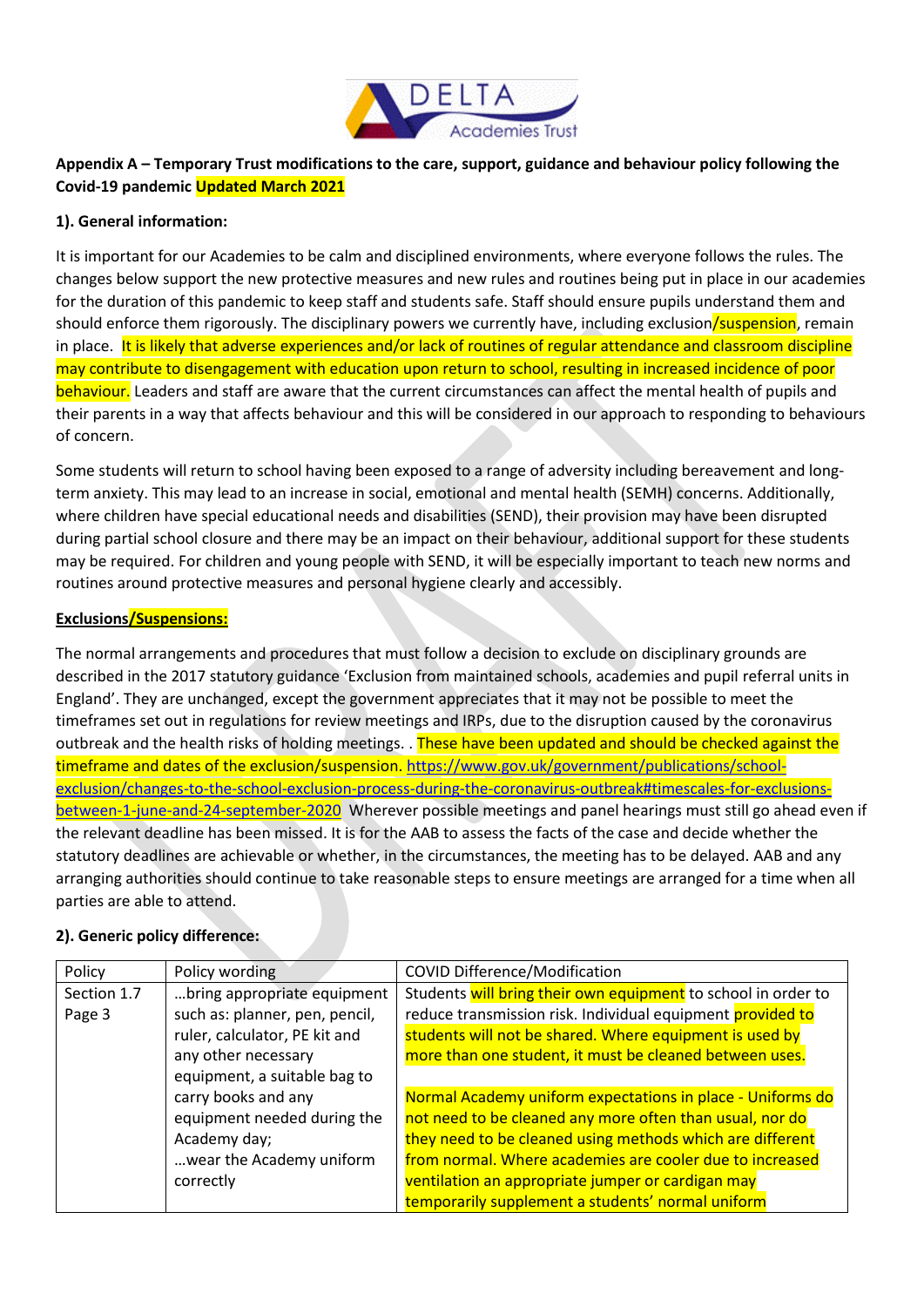**Appendix A – Temporary Trust modifications to the care, support, guidance and behaviour policy following the Covid-19 pandemic Updated March 2021**

**1). General information:**

It is important for our Academies to be calm and disciplined environments, where everyone follows the rules. The changes below support the new protective measures and new rules and routines being put in place in our academies for the duration of this pandemic to keep staff and students safe. Staff should ensure pupils understand them and should enforce them rigorously. The disciplinary powers we currently have, including exclusion/suspension, remain in place. It is likely that adverse experiences and/or lack of routines of regular attendance and classroom discipline may contribute to disengagement with education upon return to school, resulting in increased incidence of poor behaviour. Leaders and staff are aware that the current circumstances can affect the mental health of pupils and their parents in a way that affects behaviour and this will be considered in our approach to responding to behaviours of concern.

Some students will return to school having been exposed to a range of adversity including bereavement and long-term anxiety. This may lead to an increase in social, emotional and mental health (SEMH) concerns. Additionally, where children have special educational needs and disabilities (SEND), their provision may have been disrupted during partial school closure and there may be an impact on their behaviour, additional support for these students may be required. For children and young people with SEND, it will be especially important to teach new norms and routines around protective measures and personal hygiene clearly and accessibly.

**Exclusions/Suspensions:**

The normal arrangements and procedures that must follow a decision to exclude on disciplinary grounds are described in the 2017 statutory guidance 'Exclusion from maintained schools, academies and pupil referral units in England'. They are unchanged, except the government appreciates that it may not be possible to meet the timeframes set out in regulations for review meetings and IRPs, due to the disruption caused by the coronavirus outbreak and the health risks of holding meetings. . These have been updated and should be checked against the timeframe and dates of the exclusion/suspension. https://www.gov.uk/government/publications/school-exclusion/changes-to-the-school-exclusion-process-during-the-coronavirus-outbreak#timescales-for-exclusions-between-1-june-and-24-september-2020 Wherever possible meetings and panel hearings must still go ahead even if the relevant deadline has been missed. It is for the AAB to assess the facts of the case and decide whether the statutory deadlines are achievable or whether, in the circumstances, the meeting has to be delayed. AAB and any arranging authorities should continue to take reasonable steps to ensure meetings are arranged for a time when all parties are able to attend.

**2). Generic policy difference:**

| Policy | Policy wording | COVID Difference/Modification |
|---|---|---|
| Section 1.7 Page 3 | …bring appropriate equipment such as: planner, pen, pencil, ruler, calculator, PE kit and any other necessary equipment, a suitable bag to carry books and any equipment needed during the Academy day;<br>…wear the Academy uniform correctly | Students will bring their own equipment to school in order to reduce transmission risk. Individual equipment provided to students will not be shared. Where equipment is used by more than one student, it must be cleaned between uses.<br><br>Normal Academy uniform expectations in place - Uniforms do not need to be cleaned any more often than usual, nor do they need to be cleaned using methods which are different from normal. Where academies are cooler due to increased ventilation an appropriate jumper or cardigan may temporarily supplement a students' normal uniform |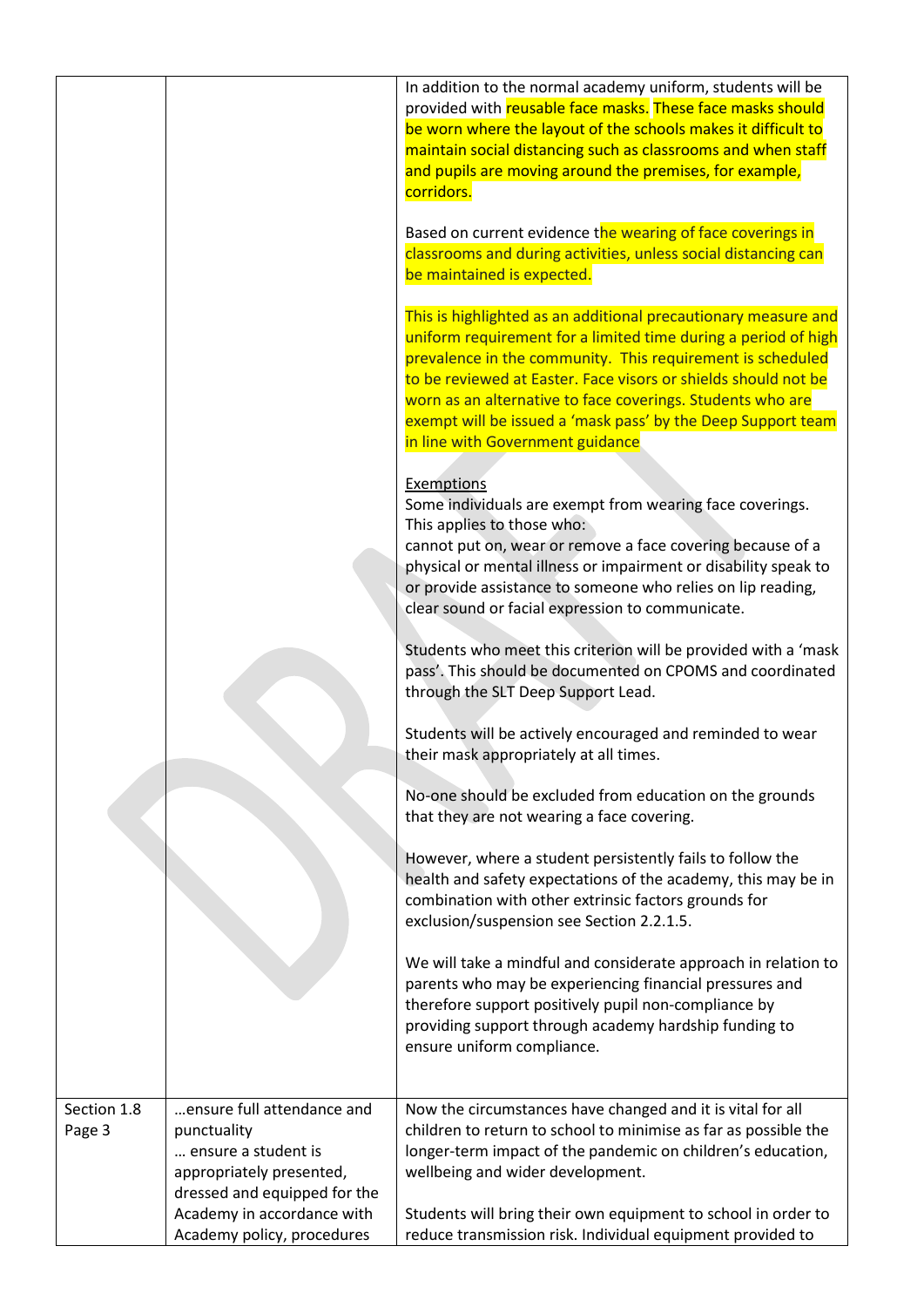| | | |
|---|---|---|
| | | In addition to the normal academy uniform, students will be provided with reusable face masks. These face masks should be worn where the layout of the schools makes it difficult to maintain social distancing such as classrooms and when staff and pupils are moving around the premises, for example, corridors.<br><br>Based on current evidence the wearing of face coverings in classrooms and during activities, unless social distancing can be maintained is expected.<br><br>This is highlighted as an additional precautionary measure and uniform requirement for a limited time during a period of high prevalence in the community. This requirement is scheduled to be reviewed at Easter. Face visors or shields should not be worn as an alternative to face coverings. Students who are exempt will be issued a 'mask pass' by the Deep Support team in line with Government guidance<br><br><u>Exemptions</u><br>Some individuals are exempt from wearing face coverings. This applies to those who:<br>cannot put on, wear or remove a face covering because of a physical or mental illness or impairment or disability speak to or provide assistance to someone who relies on lip reading, clear sound or facial expression to communicate.<br><br>Students who meet this criterion will be provided with a 'mask pass'. This should be documented on CPOMS and coordinated through the SLT Deep Support Lead.<br><br>Students will be actively encouraged and reminded to wear their mask appropriately at all times.<br><br>No-one should be excluded from education on the grounds that they are not wearing a face covering.<br><br>However, where a student persistently fails to follow the health and safety expectations of the academy, this may be in combination with other extrinsic factors grounds for exclusion/suspension see Section 2.2.1.5.<br><br>We will take a mindful and considerate approach in relation to parents who may be experiencing financial pressures and therefore support positively pupil non-compliance by providing support through academy hardship funding to ensure uniform compliance. |
| Section 1.8<br>Page 3 | …ensure full attendance and punctuality<br>… ensure a student is appropriately presented, dressed and equipped for the Academy in accordance with Academy policy, procedures | Now the circumstances have changed and it is vital for all children to return to school to minimise as far as possible the longer-term impact of the pandemic on children's education, wellbeing and wider development.<br><br>Students will bring their own equipment to school in order to reduce transmission risk. Individual equipment provided to |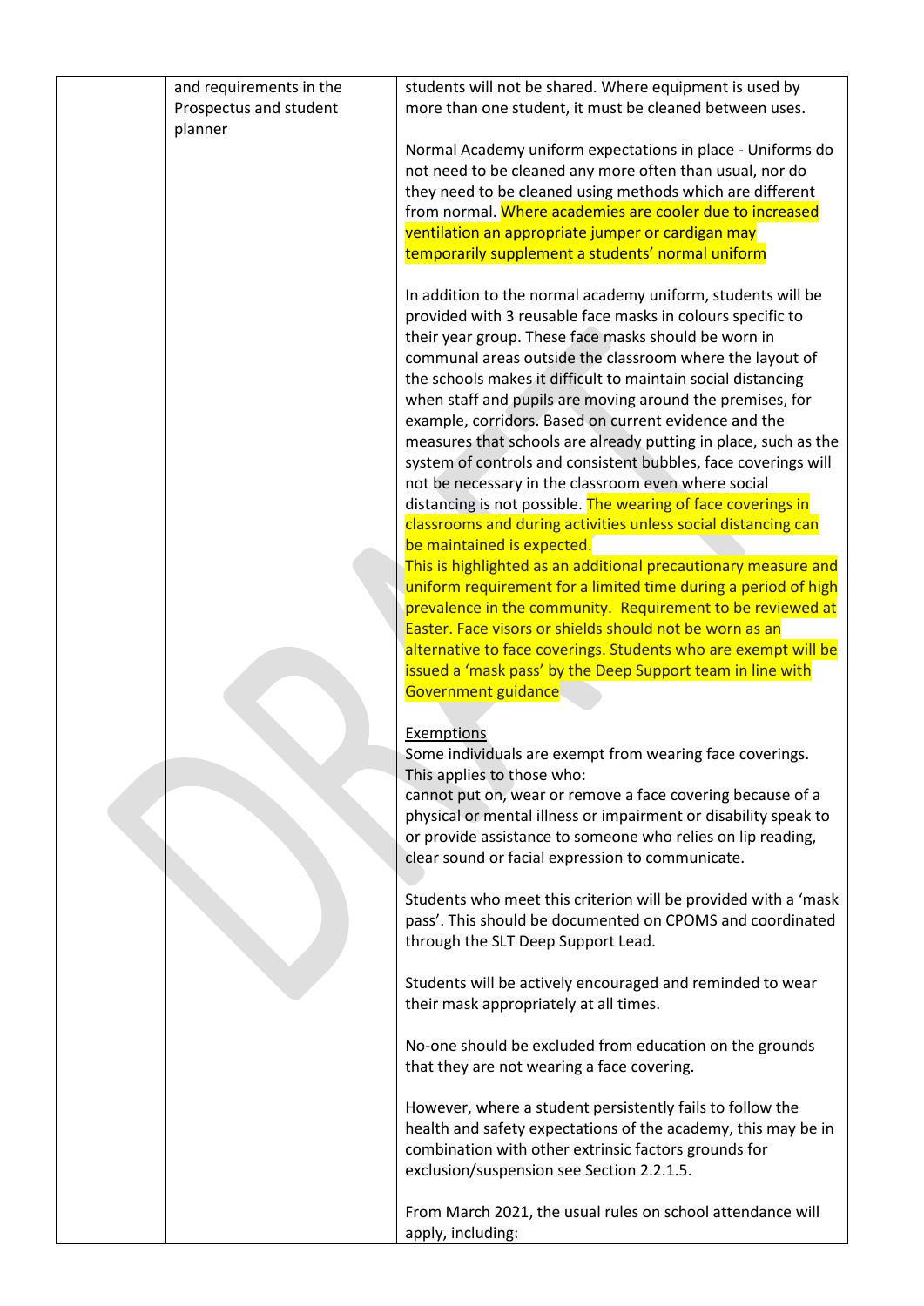| | | |
|---|---|---|
| | and requirements in the Prospectus and student planner | students will not be shared. Where equipment is used by more than one student, it must be cleaned between uses.<br><br>Normal Academy uniform expectations in place - Uniforms do not need to be cleaned any more often than usual, nor do they need to be cleaned using methods which are different from normal. Where academies are cooler due to increased ventilation an appropriate jumper or cardigan may temporarily supplement a students' normal uniform<br><br>In addition to the normal academy uniform, students will be provided with 3 reusable face masks in colours specific to their year group. These face masks should be worn in communal areas outside the classroom where the layout of the schools makes it difficult to maintain social distancing when staff and pupils are moving around the premises, for example, corridors. Based on current evidence and the measures that schools are already putting in place, such as the system of controls and consistent bubbles, face coverings will not be necessary in the classroom even where social distancing is not possible. The wearing of face coverings in classrooms and during activities unless social distancing can be maintained is expected.<br>This is highlighted as an additional precautionary measure and uniform requirement for a limited time during a period of high prevalence in the community. Requirement to be reviewed at Easter. Face visors or shields should not be worn as an alternative to face coverings. Students who are exempt will be issued a 'mask pass' by the Deep Support team in line with Government guidance<br><br>Exemptions<br>Some individuals are exempt from wearing face coverings. This applies to those who:<br>cannot put on, wear or remove a face covering because of a physical or mental illness or impairment or disability speak to or provide assistance to someone who relies on lip reading, clear sound or facial expression to communicate.<br><br>Students who meet this criterion will be provided with a 'mask pass'. This should be documented on CPOMS and coordinated through the SLT Deep Support Lead.<br><br>Students will be actively encouraged and reminded to wear their mask appropriately at all times.<br><br>No-one should be excluded from education on the grounds that they are not wearing a face covering.<br><br>However, where a student persistently fails to follow the health and safety expectations of the academy, this may be in combination with other extrinsic factors grounds for exclusion/suspension see Section 2.2.1.5.<br><br>From March 2021, the usual rules on school attendance will apply, including: |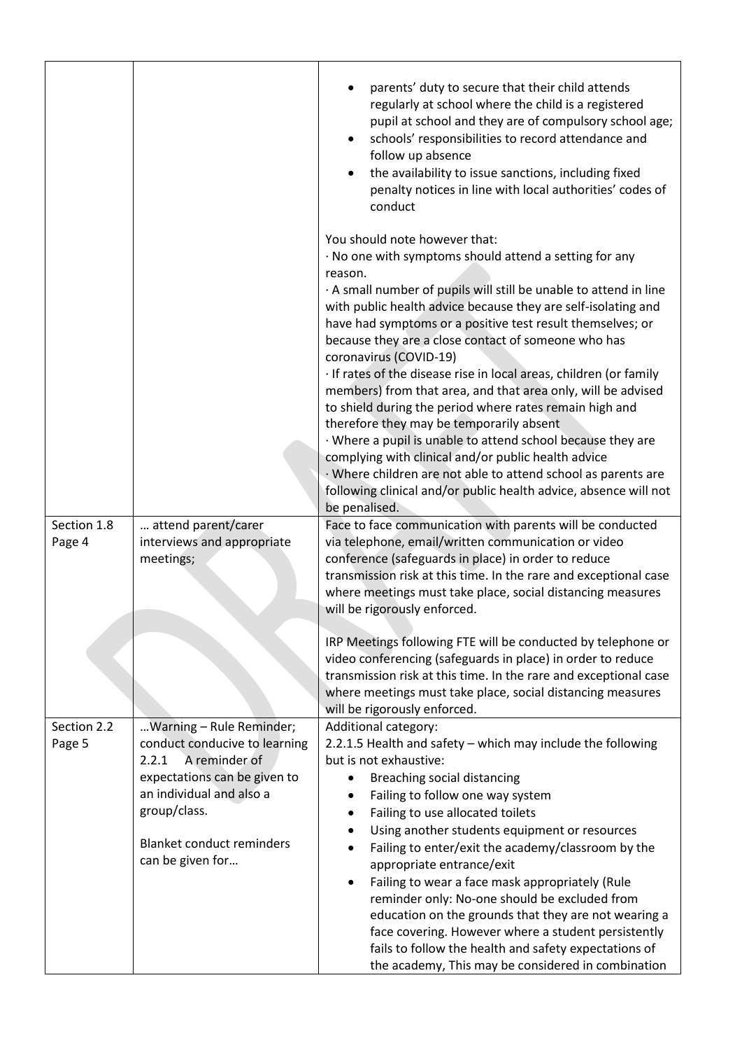| | | |
|---|---|---|
| | | • parents' duty to secure that their child attends regularly at school where the child is a registered pupil at school and they are of compulsory school age;<br>• schools' responsibilities to record attendance and follow up absence<br>• the availability to issue sanctions, including fixed penalty notices in line with local authorities' codes of conduct<br><br>You should note however that:<br>· No one with symptoms should attend a setting for any reason.<br>· A small number of pupils will still be unable to attend in line with public health advice because they are self-isolating and have had symptoms or a positive test result themselves; or because they are a close contact of someone who has coronavirus (COVID-19)<br>· If rates of the disease rise in local areas, children (or family members) from that area, and that area only, will be advised to shield during the period where rates remain high and therefore they may be temporarily absent<br>· Where a pupil is unable to attend school because they are complying with clinical and/or public health advice<br>· Where children are not able to attend school as parents are following clinical and/or public health advice, absence will not be penalised. |
| Section 1.8 Page 4 | … attend parent/carer interviews and appropriate meetings; | Face to face communication with parents will be conducted via telephone, email/written communication or video conference (safeguards in place) in order to reduce transmission risk at this time. In the rare and exceptional case where meetings must take place, social distancing measures will be rigorously enforced.<br><br>IRP Meetings following FTE will be conducted by telephone or video conferencing (safeguards in place) in order to reduce transmission risk at this time. In the rare and exceptional case where meetings must take place, social distancing measures will be rigorously enforced. |
| Section 2.2 Page 5 | …Warning – Rule Reminder; conduct conducive to learning<br>2.2.1 A reminder of expectations can be given to an individual and also a group/class.<br><br>Blanket conduct reminders can be given for… | Additional category:<br>2.2.1.5 Health and safety – which may include the following but is not exhaustive:<br>• Breaching social distancing<br>• Failing to follow one way system<br>• Failing to use allocated toilets<br>• Using another students equipment or resources<br>• Failing to enter/exit the academy/classroom by the appropriate entrance/exit<br>• Failing to wear a face mask appropriately (Rule reminder only: No-one should be excluded from education on the grounds that they are not wearing a face covering. However where a student persistently fails to follow the health and safety expectations of the academy, This may be considered in combination |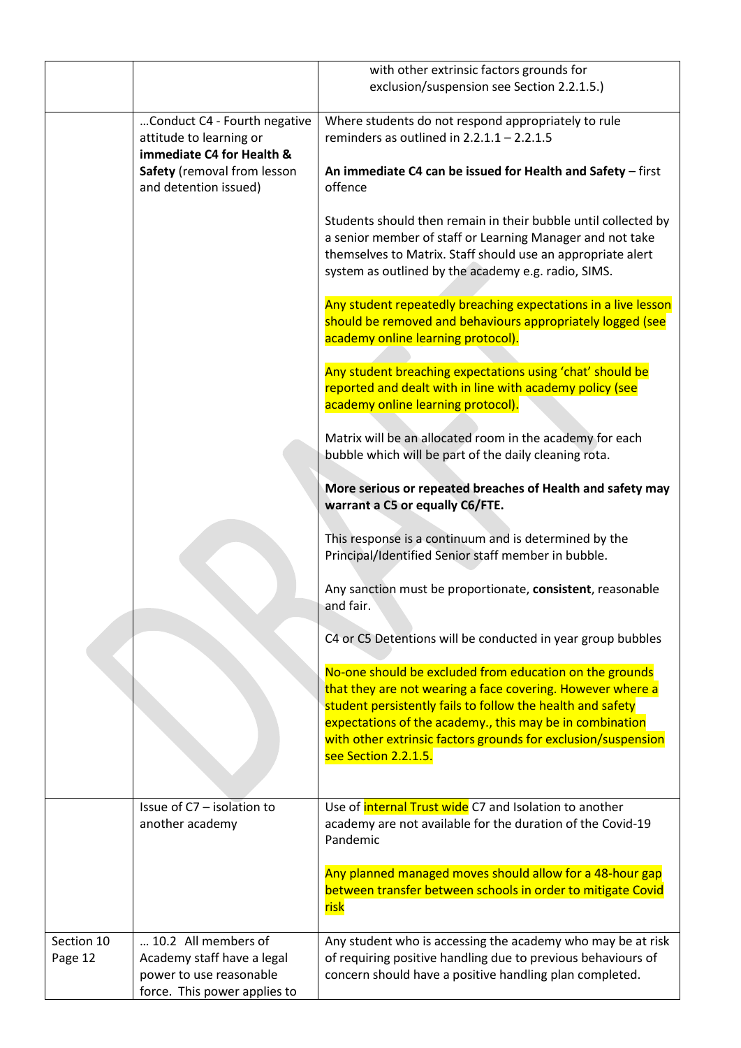| | | |
|---|---|---|
| | | with other extrinsic factors grounds for exclusion/suspension see Section 2.2.1.5.) |
| | …Conduct C4 - Fourth negative attitude to learning or **immediate C4 for Health & Safety** (removal from lesson and detention issued) | Where students do not respond appropriately to rule reminders as outlined in 2.2.1.1 – 2.2.1.5<br><br>**An immediate C4 can be issued for Health and Safety** – first offence<br><br>Students should then remain in their bubble until collected by a senior member of staff or Learning Manager and not take themselves to Matrix. Staff should use an appropriate alert system as outlined by the academy e.g. radio, SIMS.<br><br>Any student repeatedly breaching expectations in a live lesson should be removed and behaviours appropriately logged (see academy online learning protocol).<br><br>Any student breaching expectations using 'chat' should be reported and dealt with in line with academy policy (see academy online learning protocol).<br><br>Matrix will be an allocated room in the academy for each bubble which will be part of the daily cleaning rota.<br><br>**More serious or repeated breaches of Health and safety may warrant a C5 or equally C6/FTE.**<br><br>This response is a continuum and is determined by the Principal/Identified Senior staff member in bubble.<br><br>Any sanction must be proportionate, **consistent**, reasonable and fair.<br><br>C4 or C5 Detentions will be conducted in year group bubbles<br><br>No-one should be excluded from education on the grounds that they are not wearing a face covering. However where a student persistently fails to follow the health and safety expectations of the academy., this may be in combination with other extrinsic factors grounds for exclusion/suspension see Section 2.2.1.5. |
| | Issue of C7 – isolation to another academy | Use of internal Trust wide C7 and Isolation to another academy are not available for the duration of the Covid-19 Pandemic<br><br>Any planned managed moves should allow for a 48-hour gap between transfer between schools in order to mitigate Covid risk |
| Section 10 Page 12 | … 10.2 All members of Academy staff have a legal power to use reasonable force. This power applies to | Any student who is accessing the academy who may be at risk of requiring positive handling due to previous behaviours of concern should have a positive handling plan completed. |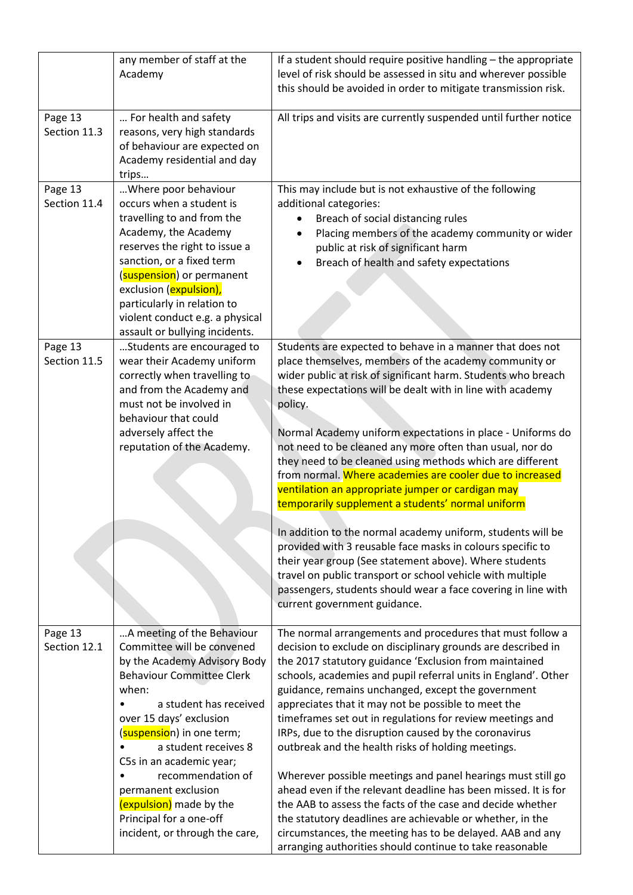| | | |
|---|---|---|
| | any member of staff at the Academy | If a student should require positive handling – the appropriate level of risk should be assessed in situ and wherever possible this should be avoided in order to mitigate transmission risk. |
| Page 13 Section 11.3 | … For health and safety reasons, very high standards of behaviour are expected on Academy residential and day trips… | All trips and visits are currently suspended until further notice |
| Page 13 Section 11.4 | …Where poor behaviour occurs when a student is travelling to and from the Academy, the Academy reserves the right to issue a sanction, or a fixed term (suspension) or permanent exclusion (expulsion), particularly in relation to violent conduct e.g. a physical assault or bullying incidents. | This may include but is not exhaustive of the following additional categories:<br>• Breach of social distancing rules<br>• Placing members of the academy community or wider public at risk of significant harm<br>• Breach of health and safety expectations |
| Page 13 Section 11.5 | …Students are encouraged to wear their Academy uniform correctly when travelling to and from the Academy and must not be involved in behaviour that could adversely affect the reputation of the Academy. | Students are expected to behave in a manner that does not place themselves, members of the academy community or wider public at risk of significant harm. Students who breach these expectations will be dealt with in line with academy policy.<br><br>Normal Academy uniform expectations in place - Uniforms do not need to be cleaned any more often than usual, nor do they need to be cleaned using methods which are different from normal. Where academies are cooler due to increased ventilation an appropriate jumper or cardigan may temporarily supplement a students' normal uniform<br><br>In addition to the normal academy uniform, students will be provided with 3 reusable face masks in colours specific to their year group (See statement above). Where students travel on public transport or school vehicle with multiple passengers, students should wear a face covering in line with current government guidance. |
| Page 13 Section 12.1 | …A meeting of the Behaviour Committee will be convened by the Academy Advisory Body Behaviour Committee Clerk when:<br>• a student has received over 15 days' exclusion (suspension) in one term;<br>• a student receives 8 C5s in an academic year;<br>• recommendation of permanent exclusion (expulsion) made by the Principal for a one-off incident, or through the care, | The normal arrangements and procedures that must follow a decision to exclude on disciplinary grounds are described in the 2017 statutory guidance 'Exclusion from maintained schools, academies and pupil referral units in England'. Other guidance, remains unchanged, except the government appreciates that it may not be possible to meet the timeframes set out in regulations for review meetings and IRPs, due to the disruption caused by the coronavirus outbreak and the health risks of holding meetings.<br><br>Wherever possible meetings and panel hearings must still go ahead even if the relevant deadline has been missed. It is for the AAB to assess the facts of the case and decide whether the statutory deadlines are achievable or whether, in the circumstances, the meeting has to be delayed. AAB and any arranging authorities should continue to take reasonable |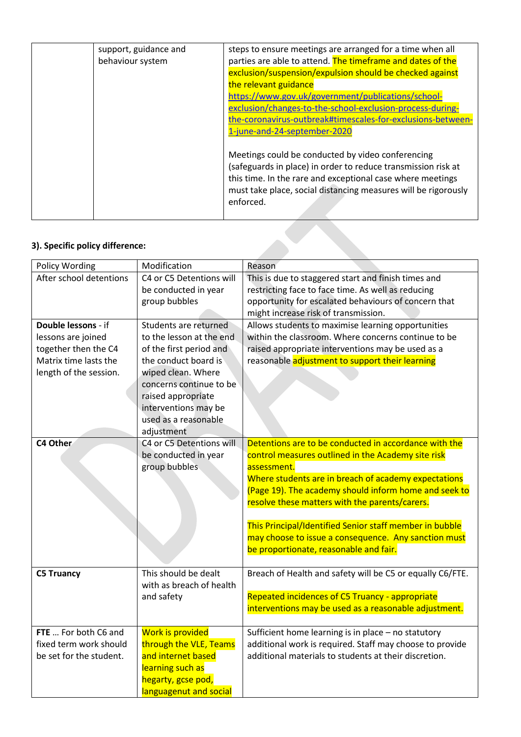| | | |
|---|---|---|
| | support, guidance and behaviour system | steps to ensure meetings are arranged for a time when all parties are able to attend. The timeframe and dates of the exclusion/suspension/expulsion should be checked against the relevant guidance https://www.gov.uk/government/publications/school-exclusion/changes-to-the-school-exclusion-process-during-the-coronavirus-outbreak#timescales-for-exclusions-between-1-june-and-24-september-2020<br><br>Meetings could be conducted by video conferencing (safeguards in place) in order to reduce transmission risk at this time. In the rare and exceptional case where meetings must take place, social distancing measures will be rigorously enforced. |

**3). Specific policy difference:**

| Policy Wording | Modification | Reason |
|---|---|---|
| After school detentions | C4 or C5 Detentions will be conducted in year group bubbles | This is due to staggered start and finish times and restricting face to face time. As well as reducing opportunity for escalated behaviours of concern that might increase risk of transmission. |
| **Double lessons** - if lessons are joined together then the C4 Matrix time lasts the length of the session. | Students are returned to the lesson at the end of the first period and the conduct board is wiped clean. Where concerns continue to be raised appropriate interventions may be used as a reasonable adjustment | Allows students to maximise learning opportunities within the classroom. Where concerns continue to be raised appropriate interventions may be used as a reasonable adjustment to support their learning |
| **C4 Other** | C4 or C5 Detentions will be conducted in year group bubbles | Detentions are to be conducted in accordance with the control measures outlined in the Academy site risk assessment.<br>Where students are in breach of academy expectations (Page 19). The academy should inform home and seek to resolve these matters with the parents/carers.<br><br>This Principal/Identified Senior staff member in bubble may choose to issue a consequence. Any sanction must be proportionate, reasonable and fair. |
| **C5 Truancy** | This should be dealt with as breach of health and safety | Breach of Health and safety will be C5 or equally C6/FTE.<br><br>Repeated incidences of C5 Truancy - appropriate interventions may be used as a reasonable adjustment. |
| **FTE** … For both C6 and fixed term work should be set for the student. | Work is provided through the VLE, Teams and internet based learning such as hegarty, gcse pod, languagenut and social | Sufficient home learning is in place – no statutory additional work is required. Staff may choose to provide additional materials to students at their discretion. |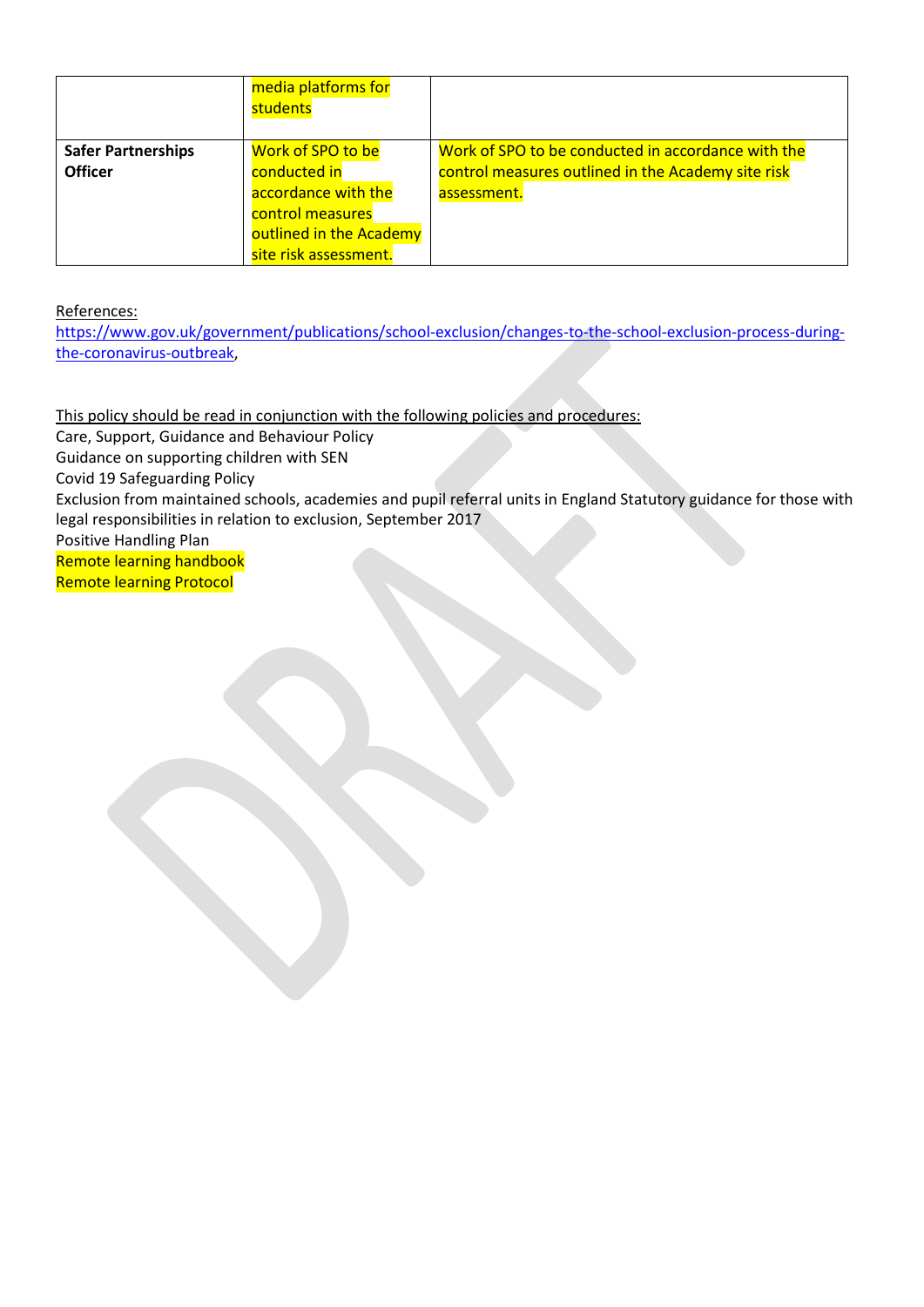| | | |
|---|---|---|
| | media platforms for students | |
| **Safer Partnerships Officer** | Work of SPO to be conducted in accordance with the control measures outlined in the Academy site risk assessment. | Work of SPO to be conducted in accordance with the control measures outlined in the Academy site risk assessment. |

References:
https://www.gov.uk/government/publications/school-exclusion/changes-to-the-school-exclusion-process-during-the-coronavirus-outbreak,

This policy should be read in conjunction with the following policies and procedures:
Care, Support, Guidance and Behaviour Policy
Guidance on supporting children with SEN
Covid 19 Safeguarding Policy
Exclusion from maintained schools, academies and pupil referral units in England Statutory guidance for those with legal responsibilities in relation to exclusion, September 2017
Positive Handling Plan
Remote learning handbook
Remote learning Protocol